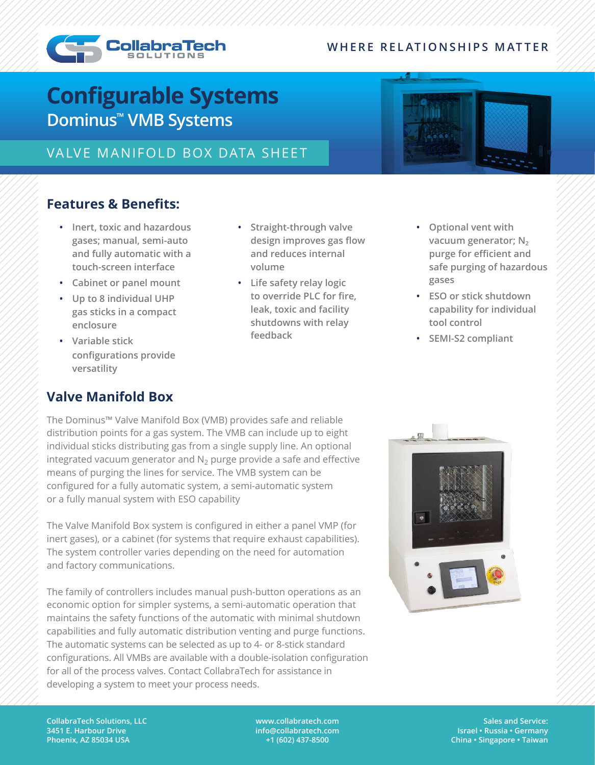CollabraTech SOLUTIONS

WHERE RELATIONSHIPS MATTER

# Configurable Systems

## Dominus™ VMB Systems

VALVE MANIFOLD BOX DATA SHEET

## Features & Benefits:

- Inert, toxic and hazardous gases; manual, semi-auto and fully automatic with a touch-screen interface
- Cabinet or panel mount
- Up to 8 individual UHP gas sticks in a compact enclosure
- Variable stick configurations provide versatility
- Straight-through valve design improves gas flow and reduces internal volume
- Life safety relay logic to override PLC for fire, leak, toxic and facility shutdowns with relay feedback
- Optional vent with vacuum generator; $N_2$ purge for efficient and safe purging of hazardous gases
- ESO or stick shutdown capability for individual tool control
- SEMI-S2 compliant

## Valve Manifold Box

The Dominus™ Valve Manifold Box (VMB) provides safe and reliable distribution points for a gas system. The VMB can include up to eight individual sticks distributing gas from a single supply line. An optional integrated vacuum generator and $N_2$ purge provide a safe and effective means of purging the lines for service. The VMB system can be configured for a fully automatic system, a semi-automatic system or a fully manual system with ESO capability

The Valve Manifold Box system is configured in either a panel VMP (for inert gases), or a cabinet (for systems that require exhaust capabilities). The system controller varies depending on the need for automation and factory communications.

The family of controllers includes manual push-button operations as an economic option for simpler systems, a semi-automatic operation that maintains the safety functions of the automatic with minimal shutdown capabilities and fully automatic distribution venting and purge functions. The automatic systems can be selected as up to 4- or 8-stick standard configurations. All VMBs are available with a double-isolation configuration for all of the process valves. Contact CollabraTech for assistance in developing a system to meet your process needs.

CollabraTech Solutions, LLC
3451 E. Harbour Drive
Phoenix, AZ 85034 USA

www.collabratech.com
info@collabratech.com
+1 (602) 437-8500

Sales and Service:
Israel • Russia • Germany
China • Singapore • Taiwan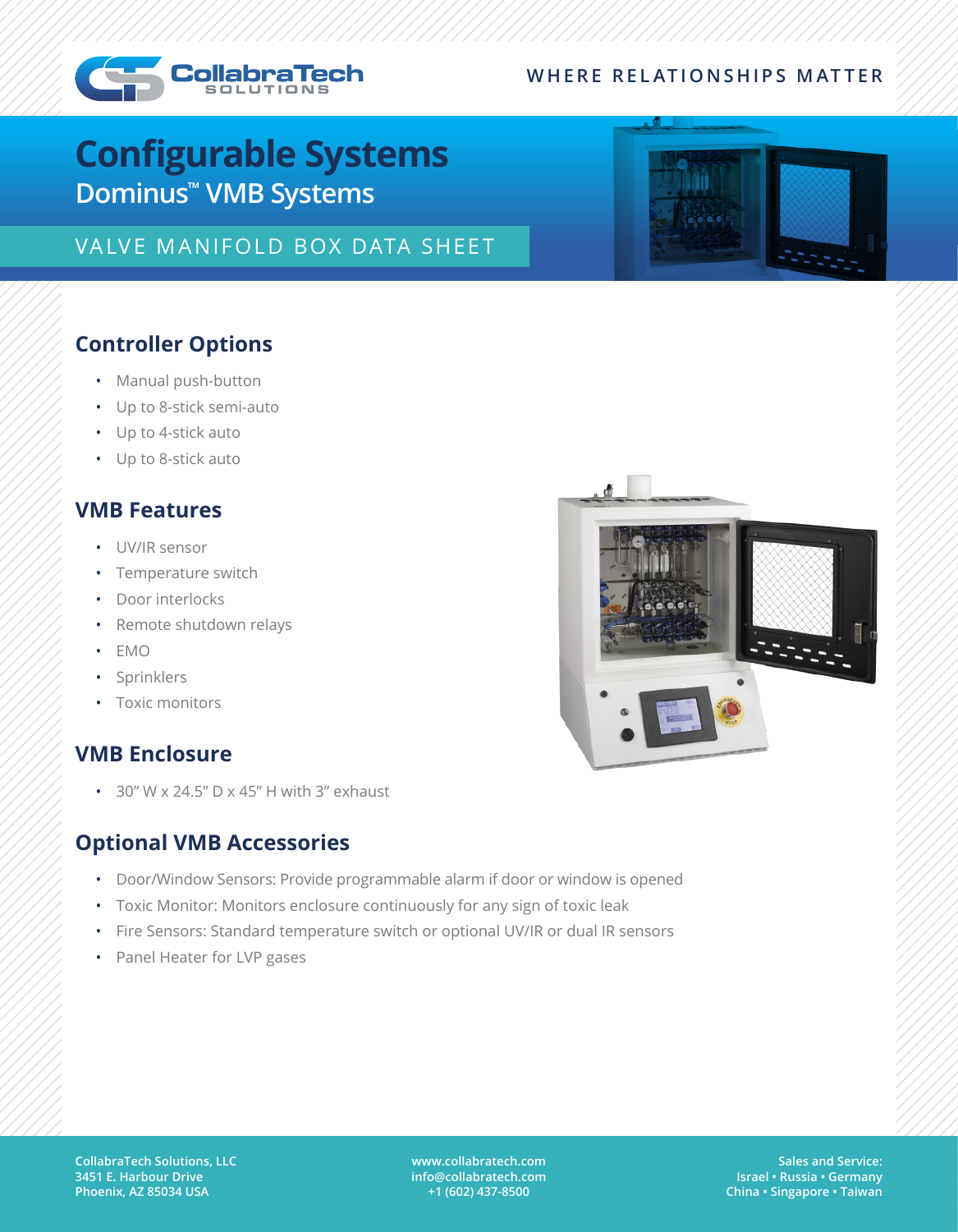CollabraTech SOLUTIONS

WHERE RELATIONSHIPS MATTER

# Configurable Systems

## Dominus™ VMB Systems

VALVE MANIFOLD BOX DATA SHEET

## Controller Options

- Manual push-button
- Up to 8-stick semi-auto
- Up to 4-stick auto
- Up to 8-stick auto

## VMB Features

- UV/IR sensor
- Temperature switch
- Door interlocks
- Remote shutdown relays
- EMO
- Sprinklers
- Toxic monitors

## VMB Enclosure

- 30” W x 24.5” D x 45” H with 3” exhaust

## Optional VMB Accessories

- Door/Window Sensors: Provide programmable alarm if door or window is opened
- Toxic Monitor: Monitors enclosure continuously for any sign of toxic leak
- Fire Sensors: Standard temperature switch or optional UV/IR or dual IR sensors
- Panel Heater for LVP gases

CollabraTech Solutions, LLC
3451 E. Harbour Drive
Phoenix, AZ 85034 USA

www.collabratech.com
info@collabratech.com
+1 (602) 437-8500

Sales and Service:
Israel • Russia • Germany
China • Singapore • Taiwan